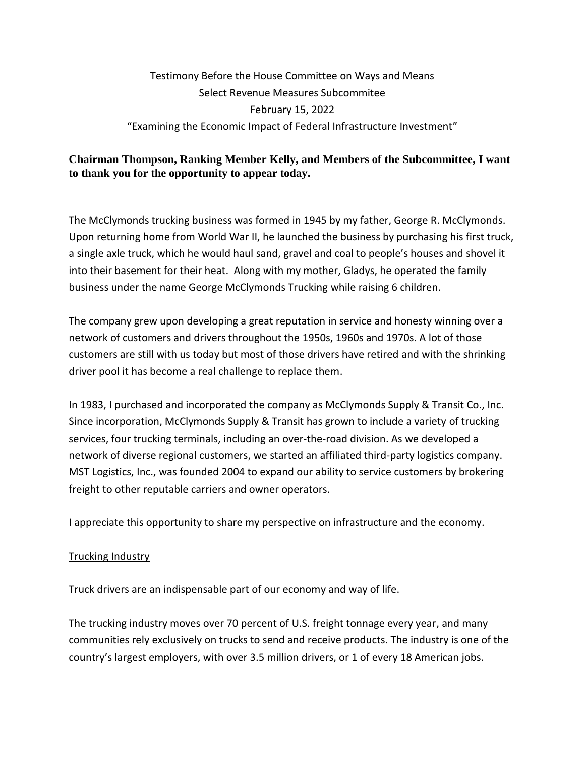Testimony Before the House Committee on Ways and Means
Select Revenue Measures Subcommitee
February 15, 2022
"Examining the Economic Impact of Federal Infrastructure Investment"

**Chairman Thompson, Ranking Member Kelly, and Members of the Subcommittee, I want to thank you for the opportunity to appear today.**

The McClymonds trucking business was formed in 1945 by my father, George R. McClymonds. Upon returning home from World War II, he launched the business by purchasing his first truck, a single axle truck, which he would haul sand, gravel and coal to people's houses and shovel it into their basement for their heat. Along with my mother, Gladys, he operated the family business under the name George McClymonds Trucking while raising 6 children.

The company grew upon developing a great reputation in service and honesty winning over a network of customers and drivers throughout the 1950s, 1960s and 1970s. A lot of those customers are still with us today but most of those drivers have retired and with the shrinking driver pool it has become a real challenge to replace them.

In 1983, I purchased and incorporated the company as McClymonds Supply & Transit Co., Inc. Since incorporation, McClymonds Supply & Transit has grown to include a variety of trucking services, four trucking terminals, including an over-the-road division. As we developed a network of diverse regional customers, we started an affiliated third-party logistics company. MST Logistics, Inc., was founded 2004 to expand our ability to service customers by brokering freight to other reputable carriers and owner operators.

I appreciate this opportunity to share my perspective on infrastructure and the economy.

## Trucking Industry

Truck drivers are an indispensable part of our economy and way of life.

The trucking industry moves over 70 percent of U.S. freight tonnage every year, and many communities rely exclusively on trucks to send and receive products. The industry is one of the country's largest employers, with over 3.5 million drivers, or 1 of every 18 American jobs.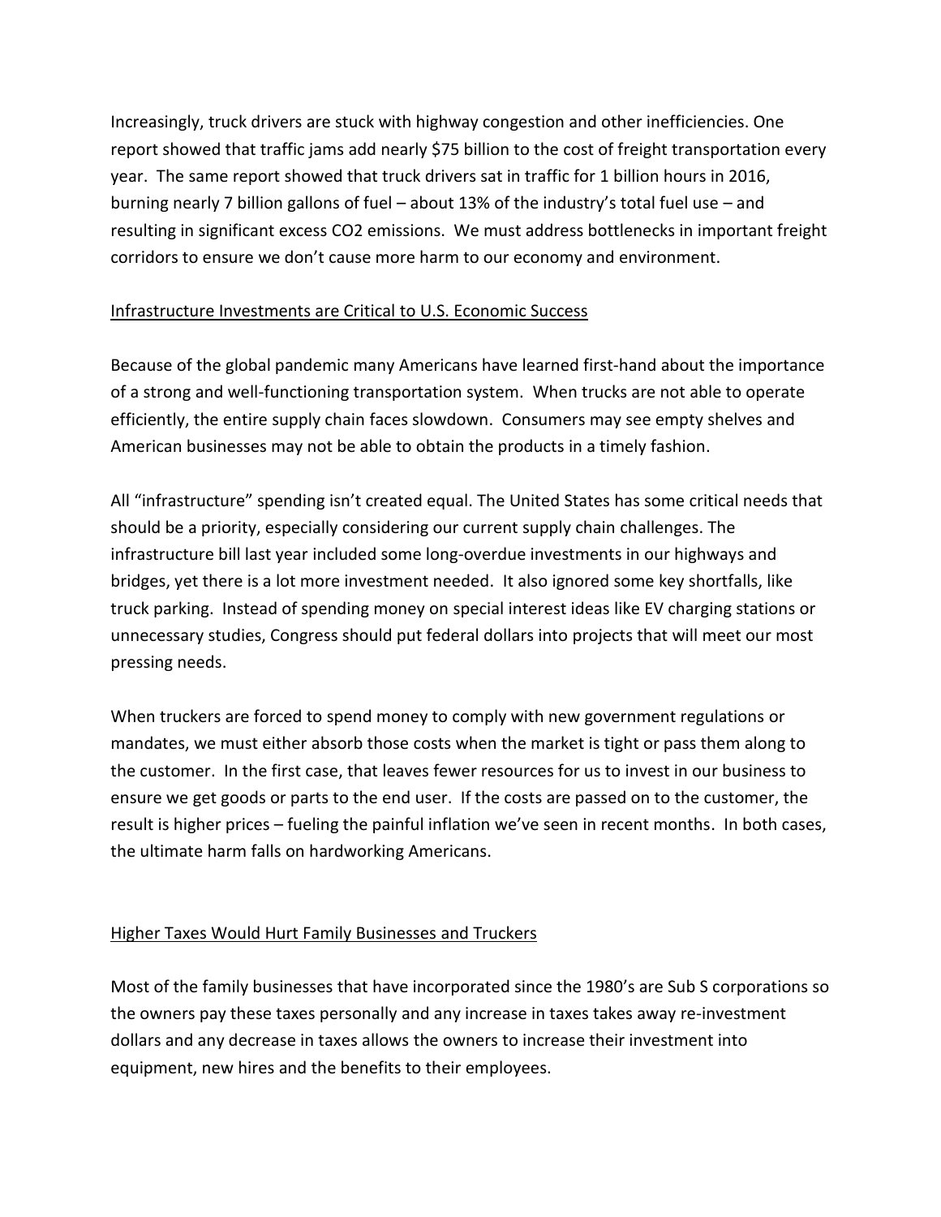Increasingly, truck drivers are stuck with highway congestion and other inefficiencies. One report showed that traffic jams add nearly $75 billion to the cost of freight transportation every year. The same report showed that truck drivers sat in traffic for 1 billion hours in 2016, burning nearly 7 billion gallons of fuel – about 13% of the industry's total fuel use – and resulting in significant excess $CO_2$ emissions. We must address bottlenecks in important freight corridors to ensure we don't cause more harm to our economy and environment.

## Infrastructure Investments are Critical to U.S. Economic Success

Because of the global pandemic many Americans have learned first-hand about the importance of a strong and well-functioning transportation system. When trucks are not able to operate efficiently, the entire supply chain faces slowdown. Consumers may see empty shelves and American businesses may not be able to obtain the products in a timely fashion.

All "infrastructure" spending isn't created equal. The United States has some critical needs that should be a priority, especially considering our current supply chain challenges. The infrastructure bill last year included some long-overdue investments in our highways and bridges, yet there is a lot more investment needed. It also ignored some key shortfalls, like truck parking. Instead of spending money on special interest ideas like EV charging stations or unnecessary studies, Congress should put federal dollars into projects that will meet our most pressing needs.

When truckers are forced to spend money to comply with new government regulations or mandates, we must either absorb those costs when the market is tight or pass them along to the customer. In the first case, that leaves fewer resources for us to invest in our business to ensure we get goods or parts to the end user. If the costs are passed on to the customer, the result is higher prices – fueling the painful inflation we've seen in recent months. In both cases, the ultimate harm falls on hardworking Americans.

## Higher Taxes Would Hurt Family Businesses and Truckers

Most of the family businesses that have incorporated since the 1980's are Sub S corporations so the owners pay these taxes personally and any increase in taxes takes away re-investment dollars and any decrease in taxes allows the owners to increase their investment into equipment, new hires and the benefits to their employees.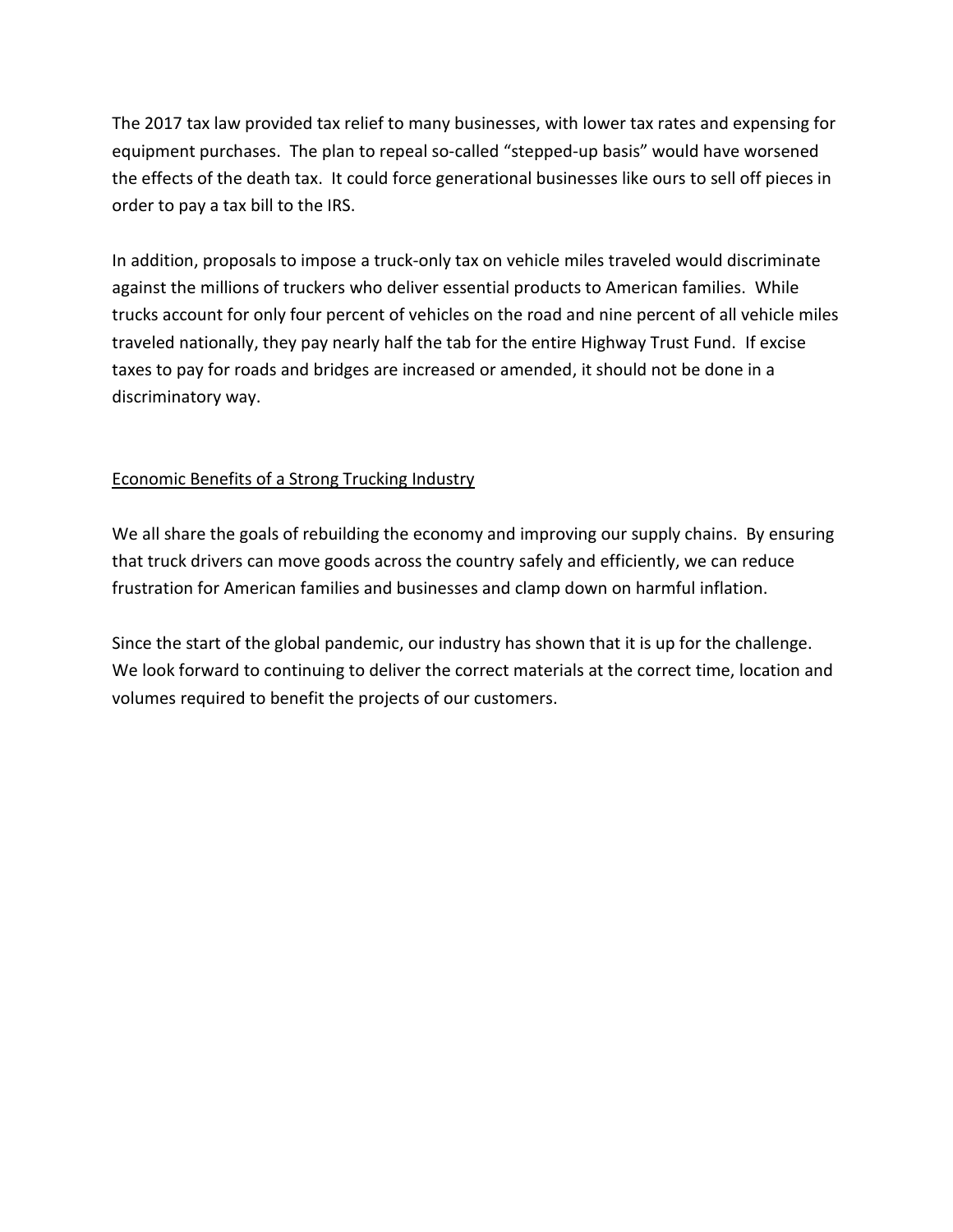The 2017 tax law provided tax relief to many businesses, with lower tax rates and expensing for equipment purchases. The plan to repeal so-called "stepped-up basis" would have worsened the effects of the death tax. It could force generational businesses like ours to sell off pieces in order to pay a tax bill to the IRS.

In addition, proposals to impose a truck-only tax on vehicle miles traveled would discriminate against the millions of truckers who deliver essential products to American families. While trucks account for only four percent of vehicles on the road and nine percent of all vehicle miles traveled nationally, they pay nearly half the tab for the entire Highway Trust Fund. If excise taxes to pay for roads and bridges are increased or amended, it should not be done in a discriminatory way.

<u>Economic Benefits of a Strong Trucking Industry</u>

We all share the goals of rebuilding the economy and improving our supply chains. By ensuring that truck drivers can move goods across the country safely and efficiently, we can reduce frustration for American families and businesses and clamp down on harmful inflation.

Since the start of the global pandemic, our industry has shown that it is up for the challenge. We look forward to continuing to deliver the correct materials at the correct time, location and volumes required to benefit the projects of our customers.